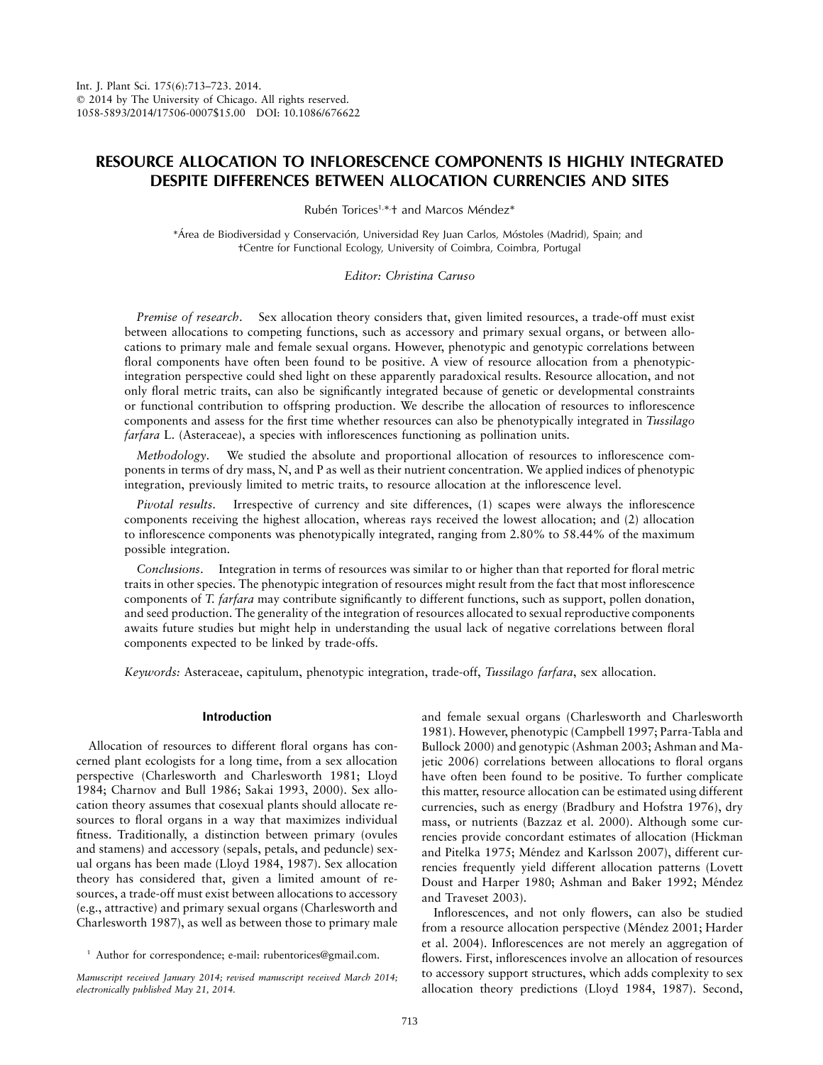# RESOURCE ALLOCATION TO INFLORESCENCE COMPONENTS IS HIGHLY INTEGRATED DESPITE DIFFERENCES BETWEEN ALLOCATION CURRENCIES AND SITES

Rubén Torices[1,*,†] and Marcos Méndez*

*Área de Biodiversidad y Conservación, Universidad Rey Juan Carlos, Móstoles (Madrid), Spain; and †Centre for Functional Ecology, University of Coimbra, Coimbra, Portugal

*Editor: Christina Caruso*

*Premise of research*. Sex allocation theory considers that, given limited resources, a trade-off must exist between allocations to competing functions, such as accessory and primary sexual organs, or between allocations to primary male and female sexual organs. However, phenotypic and genotypic correlations between floral components have often been found to be positive. A view of resource allocation from a phenotypic-integration perspective could shed light on these apparently paradoxical results. Resource allocation, and not only floral metric traits, can also be significantly integrated because of genetic or developmental constraints or functional contribution to offspring production. We describe the allocation of resources to inflorescence components and assess for the first time whether resources can also be phenotypically integrated in *Tussilago farfara* L. (Asteraceae), a species with inflorescences functioning as pollination units.

*Methodology*. We studied the absolute and proportional allocation of resources to inflorescence components in terms of dry mass, N, and P as well as their nutrient concentration. We applied indices of phenotypic integration, previously limited to metric traits, to resource allocation at the inflorescence level.

*Pivotal results*. Irrespective of currency and site differences, (1) scapes were always the inflorescence components receiving the highest allocation, whereas rays received the lowest allocation; and (2) allocation to inflorescence components was phenotypically integrated, ranging from 2.80% to 58.44% of the maximum possible integration.

*Conclusions*. Integration in terms of resources was similar to or higher than that reported for floral metric traits in other species. The phenotypic integration of resources might result from the fact that most inflorescence components of *T. farfara* may contribute significantly to different functions, such as support, pollen donation, and seed production. The generality of the integration of resources allocated to sexual reproductive components awaits future studies but might help in understanding the usual lack of negative correlations between floral components expected to be linked by trade-offs.

*Keywords:* Asteraceae, capitulum, phenotypic integration, trade-off, *Tussilago farfara*, sex allocation.

## Introduction

Allocation of resources to different floral organs has concerned plant ecologists for a long time, from a sex allocation perspective (Charlesworth and Charlesworth 1981; Lloyd 1984; Charnov and Bull 1986; Sakai 1993, 2000). Sex allocation theory assumes that cosexual plants should allocate resources to floral organs in a way that maximizes individual fitness. Traditionally, a distinction between primary (ovules and stamens) and accessory (sepals, petals, and peduncle) sexual organs has been made (Lloyd 1984, 1987). Sex allocation theory has considered that, given a limited amount of resources, a trade-off must exist between allocations to accessory (e.g., attractive) and primary sexual organs (Charlesworth and Charlesworth 1987), as well as between those to primary male and female sexual organs (Charlesworth and Charlesworth 1981). However, phenotypic (Campbell 1997; Parra-Tabla and Bullock 2000) and genotypic (Ashman 2003; Ashman and Majetic 2006) correlations between allocations to floral organs have often been found to be positive. To further complicate this matter, resource allocation can be estimated using different currencies, such as energy (Bradbury and Hofstra 1976), dry mass, or nutrients (Bazzaz et al. 2000). Although some currencies provide concordant estimates of allocation (Hickman and Pitelka 1975; Méndez and Karlsson 2007), different currencies frequently yield different allocation patterns (Lovett Doust and Harper 1980; Ashman and Baker 1992; Méndez and Traveset 2003).

Inflorescences, and not only flowers, can also be studied from a resource allocation perspective (Méndez 2001; Harder et al. 2004). Inflorescences are not merely an aggregation of flowers. First, inflorescences involve an allocation of resources to accessory support structures, which adds complexity to sex allocation theory predictions (Lloyd 1984, 1987). Second,

[1] Author for correspondence; e-mail: rubentorices@gmail.com.

*Manuscript received January 2014; revised manuscript received March 2014; electronically published May 21, 2014.*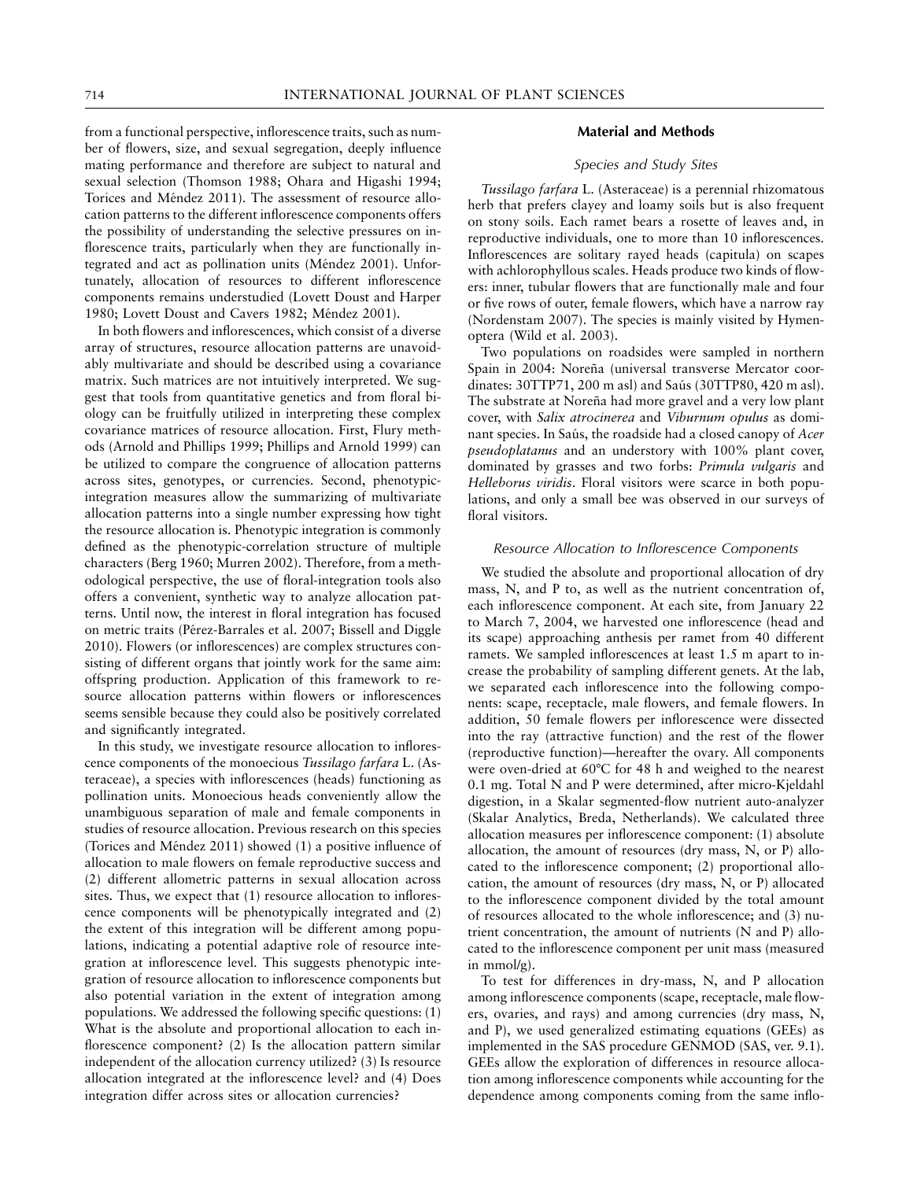from a functional perspective, inflorescence traits, such as number of flowers, size, and sexual segregation, deeply influence mating performance and therefore are subject to natural and sexual selection (Thomson 1988; Ohara and Higashi 1994; Torices and Méndez 2011). The assessment of resource allocation patterns to the different inflorescence components offers the possibility of understanding the selective pressures on inflorescence traits, particularly when they are functionally integrated and act as pollination units (Méndez 2001). Unfortunately, allocation of resources to different inflorescence components remains understudied (Lovett Doust and Harper 1980; Lovett Doust and Cavers 1982; Méndez 2001).

In both flowers and inflorescences, which consist of a diverse array of structures, resource allocation patterns are unavoidably multivariate and should be described using a covariance matrix. Such matrices are not intuitively interpreted. We suggest that tools from quantitative genetics and from floral biology can be fruitfully utilized in interpreting these complex covariance matrices of resource allocation. First, Flury methods (Arnold and Phillips 1999; Phillips and Arnold 1999) can be utilized to compare the congruence of allocation patterns across sites, genotypes, or currencies. Second, phenotypic-integration measures allow the summarizing of multivariate allocation patterns into a single number expressing how tight the resource allocation is. Phenotypic integration is commonly defined as the phenotypic-correlation structure of multiple characters (Berg 1960; Murren 2002). Therefore, from a methodological perspective, the use of floral-integration tools also offers a convenient, synthetic way to analyze allocation patterns. Until now, the interest in floral integration has focused on metric traits (Pérez-Barrales et al. 2007; Bissell and Diggle 2010). Flowers (or inflorescences) are complex structures consisting of different organs that jointly work for the same aim: offspring production. Application of this framework to resource allocation patterns within flowers or inflorescences seems sensible because they could also be positively correlated and significantly integrated.

In this study, we investigate resource allocation to inflorescence components of the monoecious *Tussilago farfara* L. (Asteraceae), a species with inflorescences (heads) functioning as pollination units. Monoecious heads conveniently allow the unambiguous separation of male and female components in studies of resource allocation. Previous research on this species (Torices and Méndez 2011) showed (1) a positive influence of allocation to male flowers on female reproductive success and (2) different allometric patterns in sexual allocation across sites. Thus, we expect that (1) resource allocation to inflorescence components will be phenotypically integrated and (2) the extent of this integration will be different among populations, indicating a potential adaptive role of resource integration at inflorescence level. This suggests phenotypic integration of resource allocation to inflorescence components but also potential variation in the extent of integration among populations. We addressed the following specific questions: (1) What is the absolute and proportional allocation to each inflorescence component? (2) Is the allocation pattern similar independent of the allocation currency utilized? (3) Is resource allocation integrated at the inflorescence level? and (4) Does integration differ across sites or allocation currencies?

## Material and Methods

### Species and Study Sites

*Tussilago farfara* L. (Asteraceae) is a perennial rhizomatous herb that prefers clayey and loamy soils but is also frequent on stony soils. Each ramet bears a rosette of leaves and, in reproductive individuals, one to more than 10 inflorescences. Inflorescences are solitary rayed heads (capitula) on scapes with achlorophyllous scales. Heads produce two kinds of flowers: inner, tubular flowers that are functionally male and four or five rows of outer, female flowers, which have a narrow ray (Nordenstam 2007). The species is mainly visited by Hymenoptera (Wild et al. 2003).

Two populations on roadsides were sampled in northern Spain in 2004: Noreña (universal transverse Mercator coordinates: 30TTP71, 200 m asl) and Saús (30TTP80, 420 m asl). The substrate at Noreña had more gravel and a very low plant cover, with *Salix atrocinerea* and *Viburnum opulus* as dominant species. In Saús, the roadside had a closed canopy of *Acer pseudoplatanus* and an understory with 100% plant cover, dominated by grasses and two forbs: *Primula vulgaris* and *Helleborus viridis*. Floral visitors were scarce in both populations, and only a small bee was observed in our surveys of floral visitors.

### Resource Allocation to Inflorescence Components

We studied the absolute and proportional allocation of dry mass, N, and P to, as well as the nutrient concentration of, each inflorescence component. At each site, from January 22 to March 7, 2004, we harvested one inflorescence (head and its scape) approaching anthesis per ramet from 40 different ramets. We sampled inflorescences at least 1.5 m apart to increase the probability of sampling different genets. At the lab, we separated each inflorescence into the following components: scape, receptacle, male flowers, and female flowers. In addition, 50 female flowers per inflorescence were dissected into the ray (attractive function) and the rest of the flower (reproductive function)—hereafter the ovary. All components were oven-dried at 60°C for 48 h and weighed to the nearest 0.1 mg. Total N and P were determined, after micro-Kjeldahl digestion, in a Skalar segmented-flow nutrient auto-analyzer (Skalar Analytics, Breda, Netherlands). We calculated three allocation measures per inflorescence component: (1) absolute allocation, the amount of resources (dry mass, N, or P) allocated to the inflorescence component; (2) proportional allocation, the amount of resources (dry mass, N, or P) allocated to the inflorescence component divided by the total amount of resources allocated to the whole inflorescence; and (3) nutrient concentration, the amount of nutrients (N and P) allocated to the inflorescence component per unit mass (measured in mmol/g).

To test for differences in dry-mass, N, and P allocation among inflorescence components (scape, receptacle, male flowers, ovaries, and rays) and among currencies (dry mass, N, and P), we used generalized estimating equations (GEEs) as implemented in the SAS procedure GENMOD (SAS, ver. 9.1). GEEs allow the exploration of differences in resource allocation among inflorescence components while accounting for the dependence among components coming from the same inflo-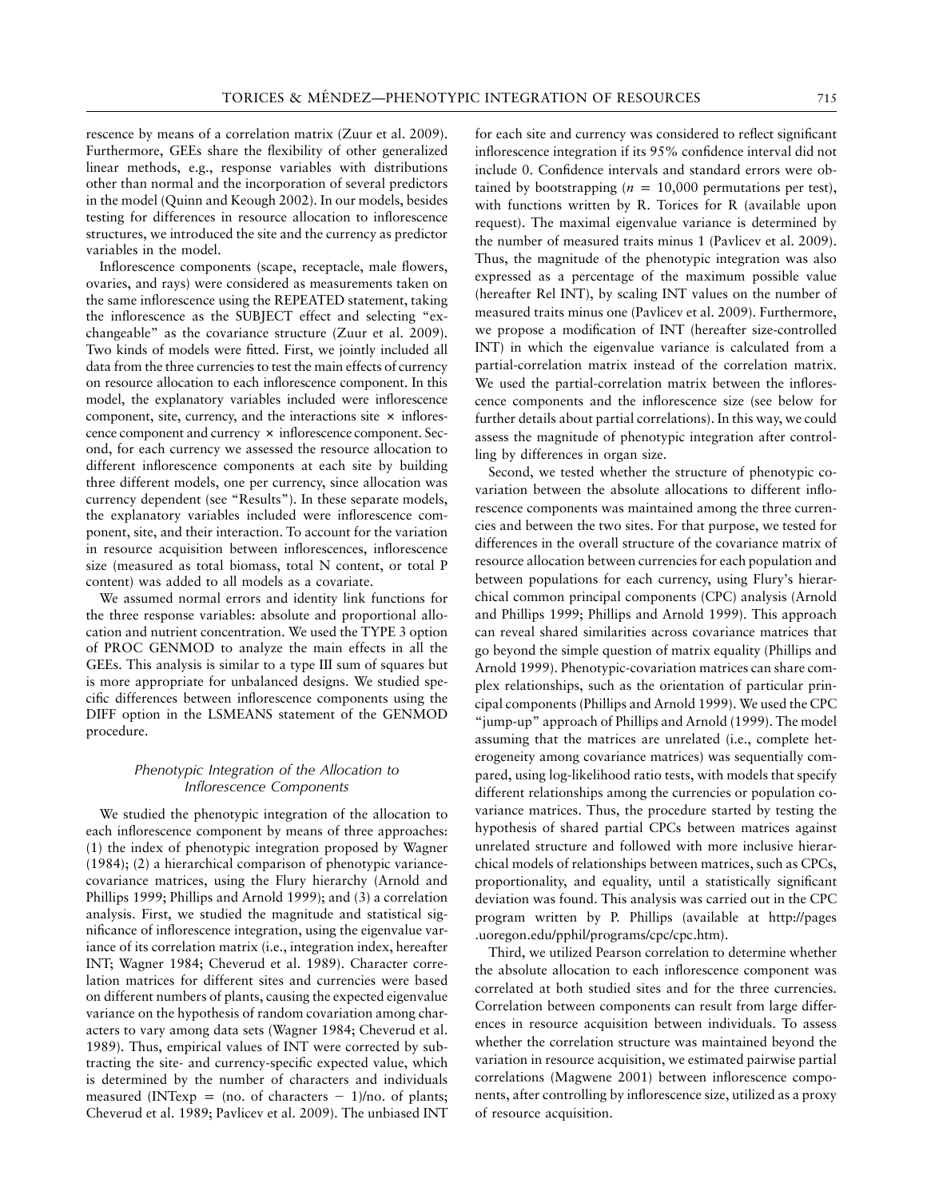rescence by means of a correlation matrix (Zuur et al. 2009). Furthermore, GEEs share the flexibility of other generalized linear methods, e.g., response variables with distributions other than normal and the incorporation of several predictors in the model (Quinn and Keough 2002). In our models, besides testing for differences in resource allocation to inflorescence structures, we introduced the site and the currency as predictor variables in the model.

Inflorescence components (scape, receptacle, male flowers, ovaries, and rays) were considered as measurements taken on the same inflorescence using the REPEATED statement, taking the inflorescence as the SUBJECT effect and selecting "exchangeable" as the covariance structure (Zuur et al. 2009). Two kinds of models were fitted. First, we jointly included all data from the three currencies to test the main effects of currency on resource allocation to each inflorescence component. In this model, the explanatory variables included were inflorescence component, site, currency, and the interactions site × inflorescence component and currency × inflorescence component. Second, for each currency we assessed the resource allocation to different inflorescence components at each site by building three different models, one per currency, since allocation was currency dependent (see "Results"). In these separate models, the explanatory variables included were inflorescence component, site, and their interaction. To account for the variation in resource acquisition between inflorescences, inflorescence size (measured as total biomass, total N content, or total P content) was added to all models as a covariate.

We assumed normal errors and identity link functions for the three response variables: absolute and proportional allocation and nutrient concentration. We used the TYPE 3 option of PROC GENMOD to analyze the main effects in all the GEEs. This analysis is similar to a type III sum of squares but is more appropriate for unbalanced designs. We studied specific differences between inflorescence components using the DIFF option in the LSMEANS statement of the GENMOD procedure.

### *Phenotypic Integration of the Allocation to Inflorescence Components*

We studied the phenotypic integration of the allocation to each inflorescence component by means of three approaches: (1) the index of phenotypic integration proposed by Wagner (1984); (2) a hierarchical comparison of phenotypic variance-covariance matrices, using the Flury hierarchy (Arnold and Phillips 1999; Phillips and Arnold 1999); and (3) a correlation analysis. First, we studied the magnitude and statistical significance of inflorescence integration, using the eigenvalue variance of its correlation matrix (i.e., integration index, hereafter INT; Wagner 1984; Cheverud et al. 1989). Character correlation matrices for different sites and currencies were based on different numbers of plants, causing the expected eigenvalue variance on the hypothesis of random covariation among characters to vary among data sets (Wagner 1984; Cheverud et al. 1989). Thus, empirical values of INT were corrected by subtracting the site- and currency-specific expected value, which is determined by the number of characters and individuals measured ($\mathrm{INTexp} = (\text{no. of characters} - 1)/\text{no. of plants}$; Cheverud et al. 1989; Pavlicev et al. 2009). The unbiased INT for each site and currency was considered to reflect significant inflorescence integration if its 95% confidence interval did not include 0. Confidence intervals and standard errors were obtained by bootstrapping ($n = 10{,}000$ permutations per test), with functions written by R. Torices for R (available upon request). The maximal eigenvalue variance is determined by the number of measured traits minus 1 (Pavlicev et al. 2009). Thus, the magnitude of the phenotypic integration was also expressed as a percentage of the maximum possible value (hereafter Rel INT), by scaling INT values on the number of measured traits minus one (Pavlicev et al. 2009). Furthermore, we propose a modification of INT (hereafter size-controlled INT) in which the eigenvalue variance is calculated from a partial-correlation matrix instead of the correlation matrix. We used the partial-correlation matrix between the inflorescence components and the inflorescence size (see below for further details about partial correlations). In this way, we could assess the magnitude of phenotypic integration after controlling by differences in organ size.

Second, we tested whether the structure of phenotypic covariation between the absolute allocations to different inflorescence components was maintained among the three currencies and between the two sites. For that purpose, we tested for differences in the overall structure of the covariance matrix of resource allocation between currencies for each population and between populations for each currency, using Flury's hierarchical common principal components (CPC) analysis (Arnold and Phillips 1999; Phillips and Arnold 1999). This approach can reveal shared similarities across covariance matrices that go beyond the simple question of matrix equality (Phillips and Arnold 1999). Phenotypic-covariation matrices can share complex relationships, such as the orientation of particular principal components (Phillips and Arnold 1999). We used the CPC "jump-up" approach of Phillips and Arnold (1999). The model assuming that the matrices are unrelated (i.e., complete heterogeneity among covariance matrices) was sequentially compared, using log-likelihood ratio tests, with models that specify different relationships among the currencies or population covariance matrices. Thus, the procedure started by testing the hypothesis of shared partial CPCs between matrices against unrelated structure and followed with more inclusive hierarchical models of relationships between matrices, such as CPCs, proportionality, and equality, until a statistically significant deviation was found. This analysis was carried out in the CPC program written by P. Phillips (available at http://pages.uoregon.edu/pphil/programs/cpc/cpc.htm).

Third, we utilized Pearson correlation to determine whether the absolute allocation to each inflorescence component was correlated at both studied sites and for the three currencies. Correlation between components can result from large differences in resource acquisition between individuals. To assess whether the correlation structure was maintained beyond the variation in resource acquisition, we estimated pairwise partial correlations (Magwene 2001) between inflorescence components, after controlling by inflorescence size, utilized as a proxy of resource acquisition.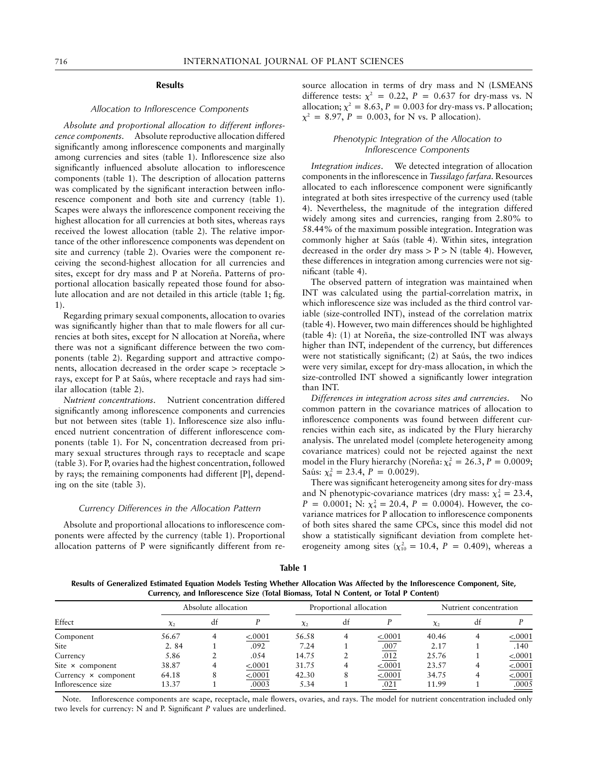## Results

### *Allocation to Inflorescence Components*

*Absolute and proportional allocation to different inflorescence components*. Absolute reproductive allocation differed significantly among inflorescence components and marginally among currencies and sites (table 1). Inflorescence size also significantly influenced absolute allocation to inflorescence components (table 1). The description of allocation patterns was complicated by the significant interaction between inflorescence component and both site and currency (table 1). Scapes were always the inflorescence component receiving the highest allocation for all currencies at both sites, whereas rays received the lowest allocation (table 2). The relative importance of the other inflorescence components was dependent on site and currency (table 2). Ovaries were the component receiving the second-highest allocation for all currencies and sites, except for dry mass and P at Noreña. Patterns of proportional allocation basically repeated those found for absolute allocation and are not detailed in this article (table 1; fig. 1).

Regarding primary sexual components, allocation to ovaries was significantly higher than that to male flowers for all currencies at both sites, except for N allocation at Noreña, where there was not a significant difference between the two components (table 2). Regarding support and attractive components, allocation decreased in the order scape > receptacle > rays, except for P at Saús, where receptacle and rays had similar allocation (table 2).

*Nutrient concentrations*. Nutrient concentration differed significantly among inflorescence components and currencies but not between sites (table 1). Inflorescence size also influenced nutrient concentration of different inflorescence components (table 1). For N, concentration decreased from primary sexual structures through rays to receptacle and scape (table 3). For P, ovaries had the highest concentration, followed by rays; the remaining components had different [P], depending on the site (table 3).

### *Currency Differences in the Allocation Pattern*

Absolute and proportional allocations to inflorescence components were affected by the currency (table 1). Proportional allocation patterns of P were significantly different from resource allocation in terms of dry mass and N (LSMEANS difference tests: $\chi^2 = 0.22$, $P = 0.637$ for dry-mass vs. N allocation; $\chi^2 = 8.63$, $P = 0.003$ for dry-mass vs. P allocation; $\chi^2 = 8.97$, $P = 0.003$, for N vs. P allocation).

### *Phenotypic Integration of the Allocation to Inflorescence Components*

*Integration indices*. We detected integration of allocation components in the inflorescence in *Tussilago farfara*. Resources allocated to each inflorescence component were significantly integrated at both sites irrespective of the currency used (table 4). Nevertheless, the magnitude of the integration differed widely among sites and currencies, ranging from 2.80% to 58.44% of the maximum possible integration. Integration was commonly higher at Saús (table 4). Within sites, integration decreased in the order dry mass > P > N (table 4). However, these differences in integration among currencies were not significant (table 4).

The observed pattern of integration was maintained when INT was calculated using the partial-correlation matrix, in which inflorescence size was included as the third control variable (size-controlled INT), instead of the correlation matrix (table 4). However, two main differences should be highlighted (table 4): (1) at Noreña, the size-controlled INT was always higher than INT, independent of the currency, but differences were not statistically significant; (2) at Saús, the two indices were very similar, except for dry-mass allocation, in which the size-controlled INT showed a significantly lower integration than INT.

*Differences in integration across sites and currencies*. No common pattern in the covariance matrices of allocation to inflorescence components was found between different currencies within each site, as indicated by the Flury hierarchy analysis. The unrelated model (complete heterogeneity among covariance matrices) could not be rejected against the next model in the Flury hierarchy (Noreña: $\chi^2_8 = 26.3$, $P = 0.0009$; Saús: $\chi^2_8 = 23.4$, $P = 0.0029$).

There was significant heterogeneity among sites for dry-mass and N phenotypic-covariance matrices (dry mass: $\chi^2_4 = 23.4$, $P = 0.0001$; N: $\chi^2_4 = 20.4$, $P = 0.0004$). However, the covariance matrices for P allocation to inflorescence components of both sites shared the same CPCs, since this model did not show a statistically significant deviation from complete heterogeneity among sites ($\chi^2_{10} = 10.4$, $P = 0.409$), whereas a

**Table 1**

**Results of Generalized Estimated Equation Models Testing Whether Allocation Was Affected by the Inflorescence Component, Site, Currency, and Inflorescence Size (Total Biomass, Total N Content, or Total P Content)**

| Effect | Absolute allocation | | | Proportional allocation | | | Nutrient concentration | | |
|---|---|---|---|---|---|---|---|---|---|
| | $\chi_2$ | df | *P* | $\chi_2$ | df | *P* | $\chi_2$ | df | *P* |
| Component | 56.67 | 4 | <u><.0001</u> | 56.58 | 4 | <u><.0001</u> | 40.46 | 4 | <u><.0001</u> |
| Site | 2. 84 | 1 | .092 | 7.24 | 1 | <u>.007</u> | 2.17 | 1 | .140 |
| Currency | 5.86 | 2 | .054 | 14.75 | 2 | <u>.012</u> | 25.76 | 1 | <u><.0001</u> |
| Site × component | 38.87 | 4 | <u><.0001</u> | 31.75 | 4 | <u><.0001</u> | 23.57 | 4 | <u><.0001</u> |
| Currency × component | 64.18 | 8 | <u><.0001</u> | 42.30 | 8 | <u><.0001</u> | 34.75 | 4 | <u><.0001</u> |
| Inflorescence size | 13.37 | 1 | <u>.0003</u> | 5.34 | 1 | <u>.021</u> | 11.99 | 1 | <u>.0005</u> |

Note. Inflorescence components are scape, receptacle, male flowers, ovaries, and rays. The model for nutrient concentration included only two levels for currency: N and P. Significant *P* values are underlined.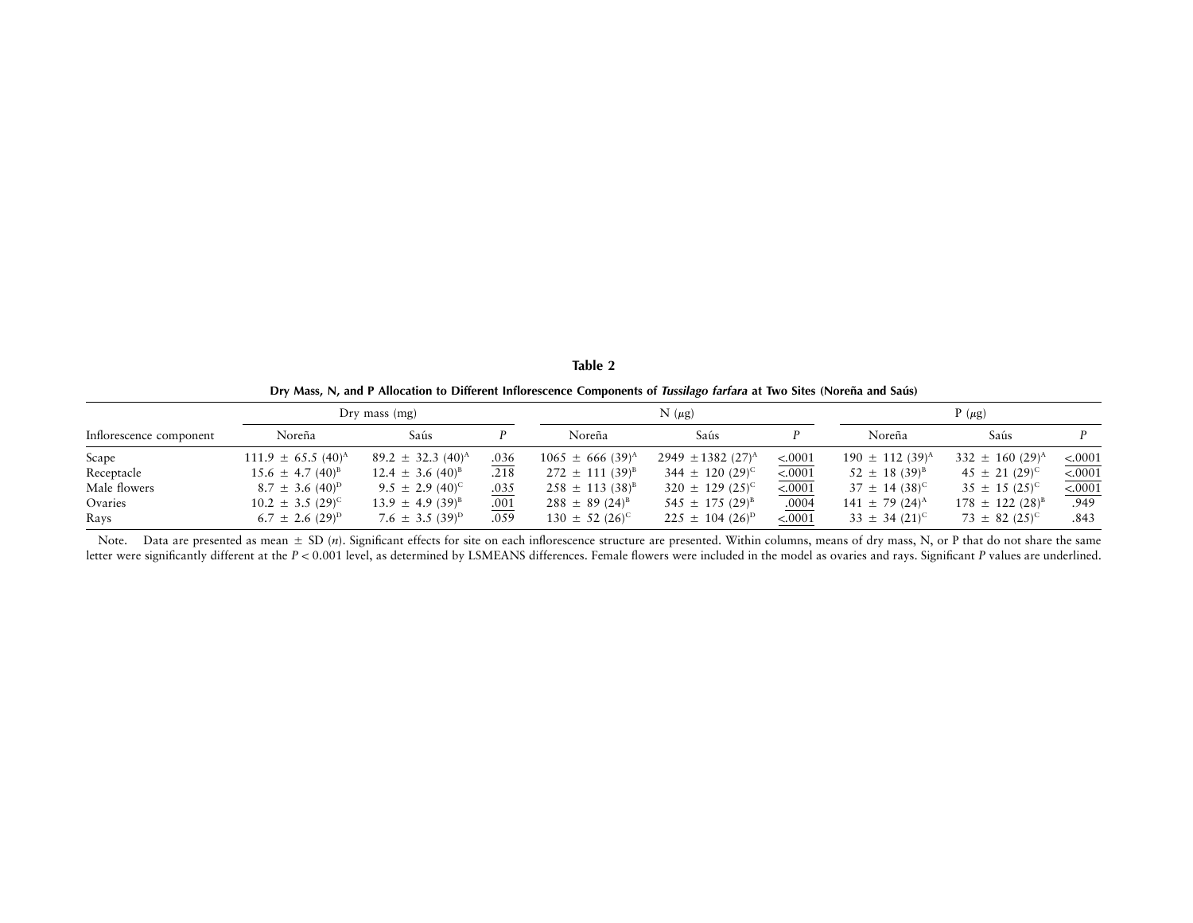**Table 2**

**Dry Mass, N, and P Allocation to Different Inflorescence Components of *Tussilago farfara* at Two Sites (Noreña and Saús)**

| Inflorescence component | Dry mass (mg) | | | N (μg) | | | P (μg) | | |
|---|---|---|---|---|---|---|---|---|---|
| | Noreña | Saús | *P* | Noreña | Saús | *P* | Noreña | Saús | *P* |
| Scape | 111.9 ± 65.5 (40)[A] | 89.2 ± 32.3 (40)[A] | .036 | 1065 ± 666 (39)[A] | 2949 ± 1382 (27)[A] | <.0001 | 190 ± 112 (39)[A] | 332 ± 160 (29)[A] | <.0001 |
| Receptacle | 15.6 ± 4.7 (40)[B] | 12.4 ± 3.6 (40)[B] | .218 | 272 ± 111 (39)[B] | 344 ± 120 (29)[C] | <.0001 | 52 ± 18 (39)[B] | 45 ± 21 (29)[C] | <.0001 |
| Male flowers | 8.7 ± 3.6 (40)[D] | 9.5 ± 2.9 (40)[C] | .035 | 258 ± 113 (38)[B] | 320 ± 129 (25)[C] | <.0001 | 37 ± 14 (38)[C] | 35 ± 15 (25)[C] | <.0001 |
| Ovaries | 10.2 ± 3.5 (29)[C] | 13.9 ± 4.9 (39)[B] | .001 | 288 ± 89 (24)[B] | 545 ± 175 (29)[B] | .0004 | 141 ± 79 (24)[A] | 178 ± 122 (28)[B] | .949 |
| Rays | 6.7 ± 2.6 (29)[D] | 7.6 ± 3.5 (39)[D] | .059 | 130 ± 52 (26)[C] | 225 ± 104 (26)[D] | <.0001 | 33 ± 34 (21)[C] | 73 ± 82 (25)[C] | .843 |

Note. Data are presented as mean ± SD (*n*). Significant effects for site on each inflorescence structure are presented. Within columns, means of dry mass, N, or P that do not share the same letter were significantly different at the $P < 0.001$ level, as determined by LSMEANS differences. Female flowers were included in the model as ovaries and rays. Significant *P* values are underlined.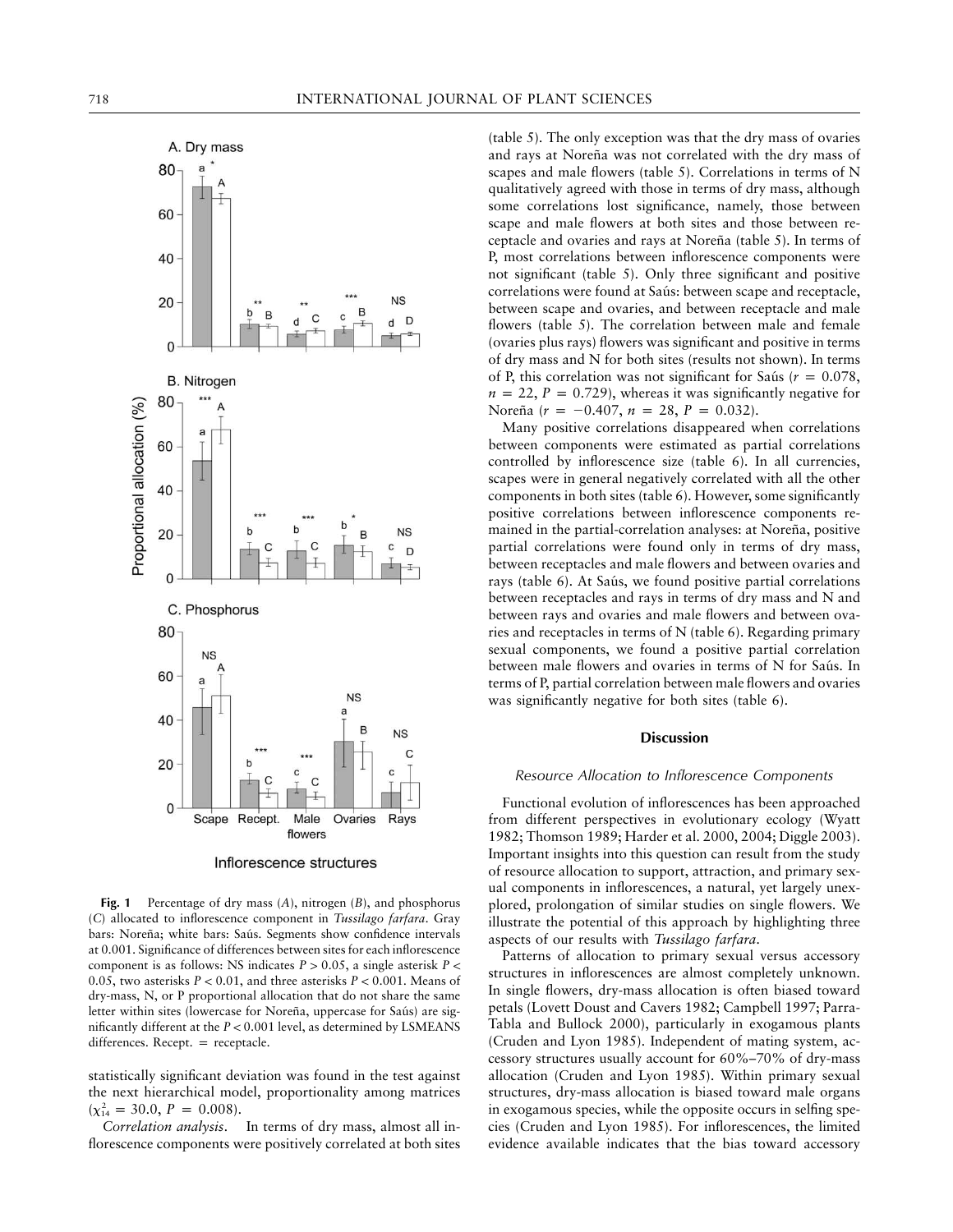Fig. 1 Percentage of dry mass (A), nitrogen (B), and phosphorus (C) allocated to inflorescence component in *Tussilago farfara*. Gray bars: Noreña; white bars: Saús. Segments show confidence intervals at 0.001. Significance of differences between sites for each inflorescence component is as follows: NS indicates $P > 0.05$, a single asterisk $P < 0.05$, two asterisks $P < 0.01$, and three asterisks $P < 0.001$. Means of dry-mass, N, or P proportional allocation that do not share the same letter within sites (lowercase for Noreña, uppercase for Saús) are significantly different at the $P < 0.001$ level, as determined by LSMEANS differences. Recept. = receptacle.

statistically significant deviation was found in the test against the next hierarchical model, proportionality among matrices ($\chi^2_{14} = 30.0$, $P = 0.008$).

*Correlation analysis*. In terms of dry mass, almost all inflorescence components were positively correlated at both sites (table 5). The only exception was that the dry mass of ovaries and rays at Noreña was not correlated with the dry mass of scapes and male flowers (table 5). Correlations in terms of N qualitatively agreed with those in terms of dry mass, although some correlations lost significance, namely, those between scape and male flowers at both sites and those between receptacle and ovaries and rays at Noreña (table 5). In terms of P, most correlations between inflorescence components were not significant (table 5). Only three significant and positive correlations were found at Saús: between scape and receptacle, between scape and ovaries, and between receptacle and male flowers (table 5). The correlation between male and female (ovaries plus rays) flowers was significant and positive in terms of dry mass and N for both sites (results not shown). In terms of P, this correlation was not significant for Saús ($r = 0.078$, $n = 22$, $P = 0.729$), whereas it was significantly negative for Noreña ($r = -0.407$, $n = 28$, $P = 0.032$).

Many positive correlations disappeared when correlations between components were estimated as partial correlations controlled by inflorescence size (table 6). In all currencies, scapes were in general negatively correlated with all the other components in both sites (table 6). However, some significantly positive correlations between inflorescence components remained in the partial-correlation analyses: at Noreña, positive partial correlations were found only in terms of dry mass, between receptacles and male flowers and between ovaries and rays (table 6). At Saús, we found positive partial correlations between receptacles and rays in terms of dry mass and N and between rays and ovaries and male flowers and between ovaries and receptacles in terms of N (table 6). Regarding primary sexual components, we found a positive partial correlation between male flowers and ovaries in terms of N for Saús. In terms of P, partial correlation between male flowers and ovaries was significantly negative for both sites (table 6).

## Discussion

### Resource Allocation to Inflorescence Components

Functional evolution of inflorescences has been approached from different perspectives in evolutionary ecology (Wyatt 1982; Thomson 1989; Harder et al. 2000, 2004; Diggle 2003). Important insights into this question can result from the study of resource allocation to support, attraction, and primary sexual components in inflorescences, a natural, yet largely unexplored, prolongation of similar studies on single flowers. We illustrate the potential of this approach by highlighting three aspects of our results with *Tussilago farfara*.

Patterns of allocation to primary sexual versus accessory structures in inflorescences are almost completely unknown. In single flowers, dry-mass allocation is often biased toward petals (Lovett Doust and Cavers 1982; Campbell 1997; Parra-Tabla and Bullock 2000), particularly in exogamous plants (Cruden and Lyon 1985). Independent of mating system, accessory structures usually account for 60%–70% of dry-mass allocation (Cruden and Lyon 1985). Within primary sexual structures, dry-mass allocation is biased toward male organs in exogamous species, while the opposite occurs in selfing species (Cruden and Lyon 1985). For inflorescences, the limited evidence available indicates that the bias toward accessory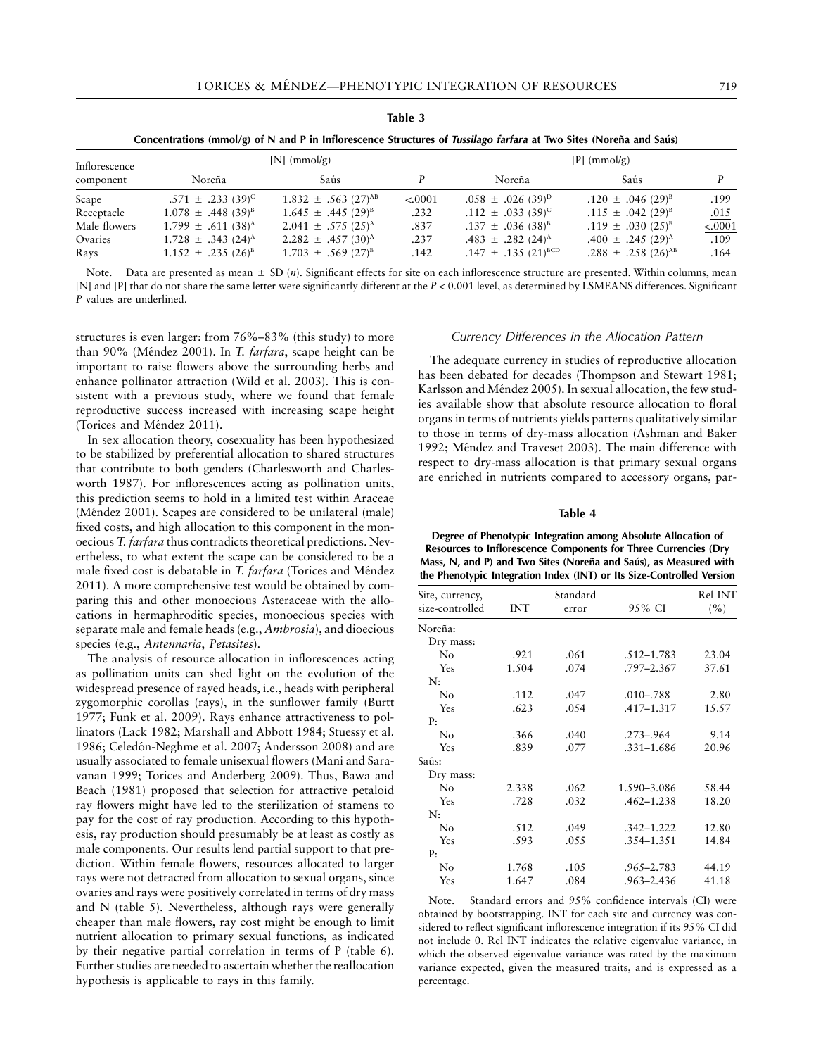**Table 3**

**Concentrations (mmol/g) of N and P in Inflorescence Structures of *Tussilago farfara* at Two Sites (Noreña and Saús)**

| Inflorescence component | [N] (mmol/g) | | | [P] (mmol/g) | | |
|---|---|---|---|---|---|---|
| | Noreña | Saús | *P* | Noreña | Saús | *P* |
| Scape | .571 ± .233 (39)[C] | 1.832 ± .563 (27)[AB] | <u><.0001</u> | .058 ± .026 (39)[D] | .120 ± .046 (29)[B] | .199 |
| Receptacle | 1.078 ± .448 (39)[B] | 1.645 ± .445 (29)[B] | .232 | .112 ± .033 (39)[C] | .115 ± .042 (29)[B] | <u>.015</u> |
| Male flowers | 1.799 ± .611 (38)[A] | 2.041 ± .575 (25)[A] | .837 | .137 ± .036 (38)[B] | .119 ± .030 (25)[B] | <u><.0001</u> |
| Ovaries | 1.728 ± .343 (24)[A] | 2.282 ± .457 (30)[A] | .237 | .483 ± .282 (24)[A] | .400 ± .245 (29)[A] | .109 |
| Rays | 1.152 ± .235 (26)[B] | 1.703 ± .569 (27)[B] | .142 | .147 ± .135 (21)[BCD] | .288 ± .258 (26)[AB] | .164 |

Note. Data are presented as mean ± SD (*n*). Significant effects for site on each inflorescence structure are presented. Within columns, mean [N] and [P] that do not share the same letter were significantly different at the $P < 0.001$ level, as determined by LSMEANS differences. Significant *P* values are underlined.

structures is even larger: from 76%–83% (this study) to more than 90% (Méndez 2001). In *T. farfara*, scape height can be important to raise flowers above the surrounding herbs and enhance pollinator attraction (Wild et al. 2003). This is consistent with a previous study, where we found that female reproductive success increased with increasing scape height (Torices and Méndez 2011).

In sex allocation theory, cosexuality has been hypothesized to be stabilized by preferential allocation to shared structures that contribute to both genders (Charlesworth and Charlesworth 1987). For inflorescences acting as pollination units, this prediction seems to hold in a limited test within Araceae (Méndez 2001). Scapes are considered to be unilateral (male) fixed costs, and high allocation to this component in the monoecious *T. farfara* thus contradicts theoretical predictions. Nevertheless, to what extent the scape can be considered to be a male fixed cost is debatable in *T. farfara* (Torices and Méndez 2011). A more comprehensive test would be obtained by comparing this and other monoecious Asteraceae with the allocations in hermaphroditic species, monoecious species with separate male and female heads (e.g., *Ambrosia*), and dioecious species (e.g., *Antennaria*, *Petasites*).

The analysis of resource allocation in inflorescences acting as pollination units can shed light on the evolution of the widespread presence of rayed heads, i.e., heads with peripheral zygomorphic corollas (rays), in the sunflower family (Burtt 1977; Funk et al. 2009). Rays enhance attractiveness to pollinators (Lack 1982; Marshall and Abbott 1984; Stuessy et al. 1986; Celedón-Neghme et al. 2007; Andersson 2008) and are usually associated to female unisexual flowers (Mani and Saravanan 1999; Torices and Anderberg 2009). Thus, Bawa and Beach (1981) proposed that selection for attractive petaloid ray flowers might have led to the sterilization of stamens to pay for the cost of ray production. According to this hypothesis, ray production should presumably be at least as costly as male components. Our results lend partial support to that prediction. Within female flowers, resources allocated to larger rays were not detracted from allocation to sexual organs, since ovaries and rays were positively correlated in terms of dry mass and N (table 5). Nevertheless, although rays were generally cheaper than male flowers, ray cost might be enough to limit nutrient allocation to primary sexual functions, as indicated by their negative partial correlation in terms of P (table 6). Further studies are needed to ascertain whether the reallocation hypothesis is applicable to rays in this family.

### Currency Differences in the Allocation Pattern

The adequate currency in studies of reproductive allocation has been debated for decades (Thompson and Stewart 1981; Karlsson and Méndez 2005). In sexual allocation, the few studies available show that absolute resource allocation to floral organs in terms of nutrients yields patterns qualitatively similar to those in terms of dry-mass allocation (Ashman and Baker 1992; Méndez and Traveset 2003). The main difference with respect to dry-mass allocation is that primary sexual organs are enriched in nutrients compared to accessory organs, par-

**Table 4**

**Degree of Phenotypic Integration among Absolute Allocation of Resources to Inflorescence Components for Three Currencies (Dry Mass, N, and P) and Two Sites (Noreña and Saús), as Measured with the Phenotypic Integration Index (INT) or Its Size-Controlled Version**

| Site, currency, size-controlled | INT | Standard error | 95% CI | Rel INT (%) |
|---|---|---|---|---|
| Noreña: | | | | |
| Dry mass: | | | | |
| No | .921 | .061 | .512–1.783 | 23.04 |
| Yes | 1.504 | .074 | .797–2.367 | 37.61 |
| N: | | | | |
| No | .112 | .047 | .010–.788 | 2.80 |
| Yes | .623 | .054 | .417–1.317 | 15.57 |
| P: | | | | |
| No | .366 | .040 | .273–.964 | 9.14 |
| Yes | .839 | .077 | .331–1.686 | 20.96 |
| Saús: | | | | |
| Dry mass: | | | | |
| No | 2.338 | .062 | 1.590–3.086 | 58.44 |
| Yes | .728 | .032 | .462–1.238 | 18.20 |
| N: | | | | |
| No | .512 | .049 | .342–1.222 | 12.80 |
| Yes | .593 | .055 | .354–1.351 | 14.84 |
| P: | | | | |
| No | 1.768 | .105 | .965–2.783 | 44.19 |
| Yes | 1.647 | .084 | .963–2.436 | 41.18 |

Note. Standard errors and 95% confidence intervals (CI) were obtained by bootstrapping. INT for each site and currency was considered to reflect significant inflorescence integration if its 95% CI did not include 0. Rel INT indicates the relative eigenvalue variance, in which the observed eigenvalue variance was rated by the maximum variance expected, given the measured traits, and is expressed as a percentage.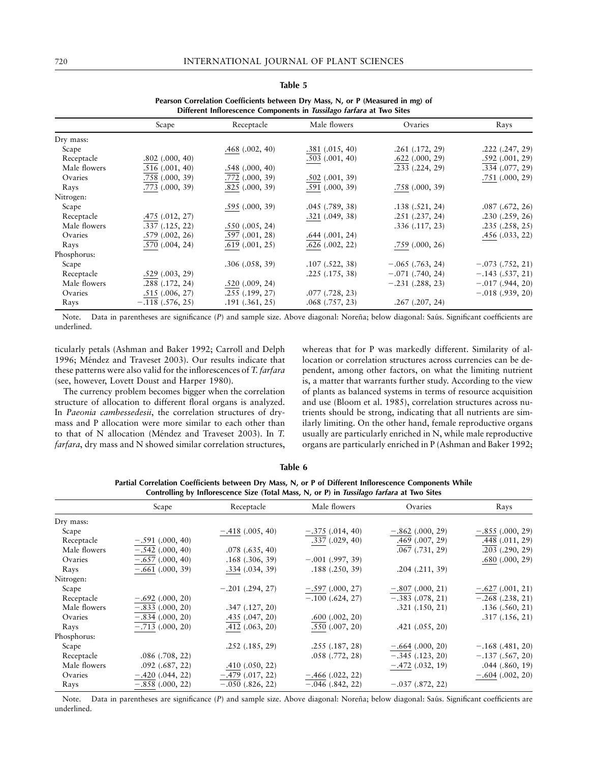**Table 5**

**Pearson Correlation Coefficients between Dry Mass, N, or P (Measured in mg) of Different Inflorescence Components in *Tussilago farfara* at Two Sites**

| | Scape | Receptacle | Male flowers | Ovaries | Rays |
|---|---|---|---|---|---|
| Dry mass: | | | | | |
| Scape | | .468 (.002, 40) | .381 (.015, 40) | .261 (.172, 29) | .222 (.247, 29) |
| Receptacle | .802 (.000, 40) | | .503 (.001, 40) | .622 (.000, 29) | .592 (.001, 29) |
| Male flowers | .516 (.001, 40) | .548 (.000, 40) | | .233 (.224, 29) | .334 (.077, 29) |
| Ovaries | .758 (.000, 39) | .772 (.000, 39) | .502 (.001, 39) | | .751 (.000, 29) |
| Rays | .773 (.000, 39) | .825 (.000, 39) | .591 (.000, 39) | .758 (.000, 39) | |
| Nitrogen: | | | | | |
| Scape | | .595 (.000, 39) | .045 (.789, 38) | .138 (.521, 24) | .087 (.672, 26) |
| Receptacle | .475 (.012, 27) | | .321 (.049, 38) | .251 (.237, 24) | .230 (.259, 26) |
| Male flowers | .337 (.125, 22) | .550 (.005, 24) | | .336 (.117, 23) | .235 (.258, 25) |
| Ovaries | .579 (.002, 26) | .597 (.001, 28) | .644 (.001, 24) | | .456 (.033, 22) |
| Rays | .570 (.004, 24) | .619 (.001, 25) | .626 (.002, 22) | .759 (.000, 26) | |
| Phosphorus: | | | | | |
| Scape | | .306 (.058, 39) | .107 (.522, 38) | −.065 (.763, 24) | −.073 (.752, 21) |
| Receptacle | .529 (.003, 29) | | .225 (.175, 38) | −.071 (.740, 24) | −.143 (.537, 21) |
| Male flowers | .288 (.172, 24) | .520 (.009, 24) | | −.231 (.288, 23) | −.017 (.944, 20) |
| Ovaries | .515 (.006, 27) | .255 (.199, 27) | .077 (.728, 23) | | −.018 (.939, 20) |
| Rays | −.118 (.576, 25) | .191 (.361, 25) | .068 (.757, 23) | .267 (.207, 24) | |

Note. Data in parentheses are significance (*P*) and sample size. Above diagonal: Noreña; below diagonal: Saús. Significant coefficients are underlined.

ticularly petals (Ashman and Baker 1992; Carroll and Delph 1996; Méndez and Traveset 2003). Our results indicate that these patterns were also valid for the inflorescences of *T. farfara* (see, however, Lovett Doust and Harper 1980).

The currency problem becomes bigger when the correlation structure of allocation to different floral organs is analyzed. In *Paeonia cambessedesii*, the correlation structures of dry-mass and P allocation were more similar to each other than to that of N allocation (Méndez and Traveset 2003). In *T. farfara*, dry mass and N showed similar correlation structures, whereas that for P was markedly different. Similarity of allocation or correlation structures across currencies can be dependent, among other factors, on what the limiting nutrient is, a matter that warrants further study. According to the view of plants as balanced systems in terms of resource acquisition and use (Bloom et al. 1985), correlation structures across nutrients should be strong, indicating that all nutrients are similarly limiting. On the other hand, female reproductive organs usually are particularly enriched in N, while male reproductive organs are particularly enriched in P (Ashman and Baker 1992;

**Table 6**

**Partial Correlation Coefficients between Dry Mass, N, or P of Different Inflorescence Components While Controlling by Inflorescence Size (Total Mass, N, or P) in *Tussilago farfara* at Two Sites**

| | Scape | Receptacle | Male flowers | Ovaries | Rays |
|---|---|---|---|---|---|
| Dry mass: | | | | | |
| Scape | | −.418 (.005, 40) | −.375 (.014, 40) | −.862 (.000, 29) | −.855 (.000, 29) |
| Receptacle | −.591 (.000, 40) | | .337 (.029, 40) | .469 (.007, 29) | .448 (.011, 29) |
| Male flowers | −.542 (.000, 40) | .078 (.635, 40) | | .067 (.731, 29) | .203 (.290, 29) |
| Ovaries | −.657 (.000, 40) | .168 (.306, 39) | −.001 (.997, 39) | | .680 (.000, 29) |
| Rays | −.661 (.000, 39) | .334 (.034, 39) | .188 (.250, 39) | .204 (.211, 39) | |
| Nitrogen: | | | | | |
| Scape | | −.201 (.294, 27) | −.597 (.000, 27) | −.807 (.000, 21) | −.627 (.001, 21) |
| Receptacle | −.692 (.000, 20) | | −.100 (.624, 27) | −.383 (.078, 21) | −.268 (.238, 21) |
| Male flowers | −.833 (.000, 20) | .347 (.127, 20) | | .321 (.150, 21) | .136 (.560, 21) |
| Ovaries | −.834 (.000, 20) | .435 (.047, 20) | .600 (.002, 20) | | .317 (.156, 21) |
| Rays | −.713 (.000, 20) | .412 (.063, 20) | .550 (.007, 20) | .421 (.055, 20) | |
| Phosphorus: | | | | | |
| Scape | | .252 (.185, 29) | .255 (.187, 28) | −.664 (.000, 20) | −.168 (.481, 20) |
| Receptacle | .086 (.708, 22) | | .058 (.772, 28) | −.345 (.123, 20) | −.137 (.567, 20) |
| Male flowers | .092 (.687, 22) | .410 (.050, 22) | | −.472 (.032, 19) | .044 (.860, 19) |
| Ovaries | −.420 (.044, 22) | −.479 (.017, 22) | −.466 (.022, 22) | | −.604 (.002, 20) |
| Rays | −.858 (.000, 22) | −.050 (.826, 22) | −.046 (.842, 22) | −.037 (.872, 22) | |

Note. Data in parentheses are significance (*P*) and sample size. Above diagonal: Noreña; below diagonal: Saús. Significant coefficients are underlined.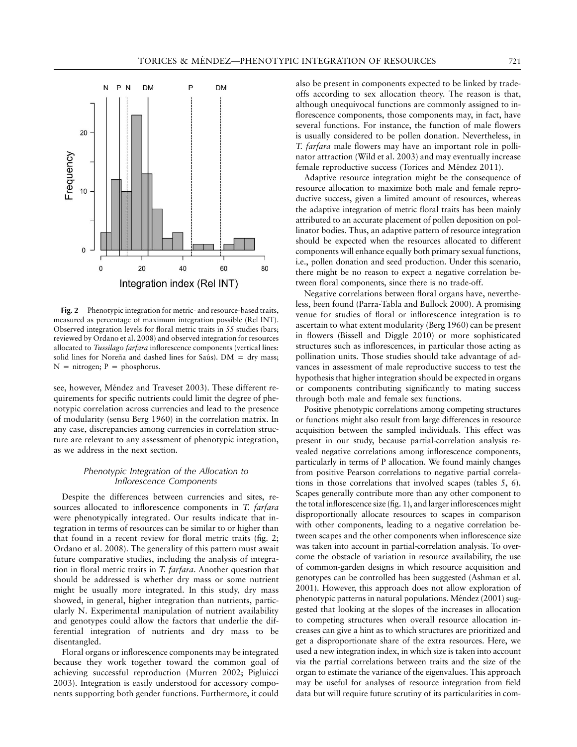**Fig. 2** Phenotypic integration for metric- and resource-based traits, measured as percentage of maximum integration possible (Rel INT). Observed integration levels for floral metric traits in 55 studies (bars; reviewed by Ordano et al. 2008) and observed integration for resources allocated to *Tussilago farfara* inflorescence components (vertical lines: solid lines for Noreña and dashed lines for Saús). DM = dry mass; N = nitrogen; P = phosphorus.

see, however, Méndez and Traveset 2003). These different requirements for specific nutrients could limit the degree of phenotypic correlation across currencies and lead to the presence of modularity (sensu Berg 1960) in the correlation matrix. In any case, discrepancies among currencies in correlation structure are relevant to any assessment of phenotypic integration, as we address in the next section.

### *Phenotypic Integration of the Allocation to Inflorescence Components*

Despite the differences between currencies and sites, resources allocated to inflorescence components in *T. farfara* were phenotypically integrated. Our results indicate that integration in terms of resources can be similar to or higher than that found in a recent review for floral metric traits (fig. 2; Ordano et al. 2008). The generality of this pattern must await future comparative studies, including the analysis of integration in floral metric traits in *T. farfara*. Another question that should be addressed is whether dry mass or some nutrient might be usually more integrated. In this study, dry mass showed, in general, higher integration than nutrients, particularly N. Experimental manipulation of nutrient availability and genotypes could allow the factors that underlie the differential integration of nutrients and dry mass to be disentangled.

Floral organs or inflorescence components may be integrated because they work together toward the common goal of achieving successful reproduction (Murren 2002; Pigliucci 2003). Integration is easily understood for accessory components supporting both gender functions. Furthermore, it could also be present in components expected to be linked by trade-offs according to sex allocation theory. The reason is that, although unequivocal functions are commonly assigned to inflorescence components, those components may, in fact, have several functions. For instance, the function of male flowers is usually considered to be pollen donation. Nevertheless, in *T. farfara* male flowers may have an important role in pollinator attraction (Wild et al. 2003) and may eventually increase female reproductive success (Torices and Méndez 2011).

Adaptive resource integration might be the consequence of resource allocation to maximize both male and female reproductive success, given a limited amount of resources, whereas the adaptive integration of metric floral traits has been mainly attributed to an accurate placement of pollen deposition on pollinator bodies. Thus, an adaptive pattern of resource integration should be expected when the resources allocated to different components will enhance equally both primary sexual functions, i.e., pollen donation and seed production. Under this scenario, there might be no reason to expect a negative correlation between floral components, since there is no trade-off.

Negative correlations between floral organs have, nevertheless, been found (Parra-Tabla and Bullock 2000). A promising venue for studies of floral or inflorescence integration is to ascertain to what extent modularity (Berg 1960) can be present in flowers (Bissell and Diggle 2010) or more sophisticated structures such as inflorescences, in particular those acting as pollination units. Those studies should take advantage of advances in assessment of male reproductive success to test the hypothesis that higher integration should be expected in organs or components contributing significantly to mating success through both male and female sex functions.

Positive phenotypic correlations among competing structures or functions might also result from large differences in resource acquisition between the sampled individuals. This effect was present in our study, because partial-correlation analysis revealed negative correlations among inflorescence components, particularly in terms of P allocation. We found mainly changes from positive Pearson correlations to negative partial correlations in those correlations that involved scapes (tables 5, 6). Scapes generally contribute more than any other component to the total inflorescence size (fig. 1), and larger inflorescences might disproportionally allocate resources to scapes in comparison with other components, leading to a negative correlation between scapes and the other components when inflorescence size was taken into account in partial-correlation analysis. To overcome the obstacle of variation in resource availability, the use of common-garden designs in which resource acquisition and genotypes can be controlled has been suggested (Ashman et al. 2001). However, this approach does not allow exploration of phenotypic patterns in natural populations. Méndez (2001) suggested that looking at the slopes of the increases in allocation to competing structures when overall resource allocation increases can give a hint as to which structures are prioritized and get a disproportionate share of the extra resources. Here, we used a new integration index, in which size is taken into account via the partial correlations between traits and the size of the organ to estimate the variance of the eigenvalues. This approach may be useful for analyses of resource integration from field data but will require future scrutiny of its particularities in com-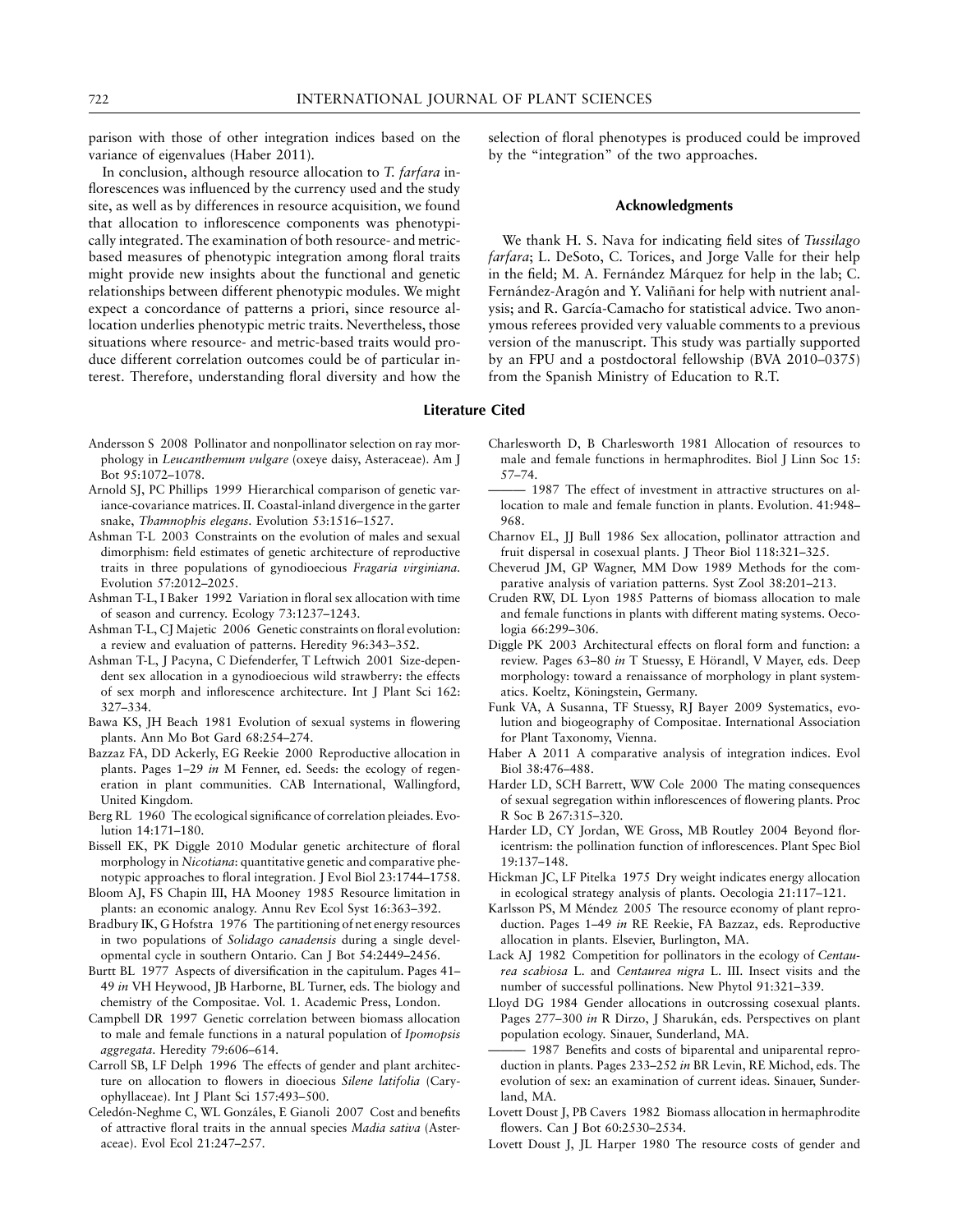parison with those of other integration indices based on the variance of eigenvalues (Haber 2011).

In conclusion, although resource allocation to *T. farfara* inflorescences was influenced by the currency used and the study site, as well as by differences in resource acquisition, we found that allocation to inflorescence components was phenotypically integrated. The examination of both resource- and metric-based measures of phenotypic integration among floral traits might provide new insights about the functional and genetic relationships between different phenotypic modules. We might expect a concordance of patterns a priori, since resource allocation underlies phenotypic metric traits. Nevertheless, those situations where resource- and metric-based traits would produce different correlation outcomes could be of particular interest. Therefore, understanding floral diversity and how the selection of floral phenotypes is produced could be improved by the "integration" of the two approaches.

## Acknowledgments

We thank H. S. Nava for indicating field sites of *Tussilago farfara*; L. DeSoto, C. Torices, and Jorge Valle for their help in the field; M. A. Fernández Márquez for help in the lab; C. Fernández-Aragón and Y. Valiñani for help with nutrient analysis; and R. García-Camacho for statistical advice. Two anonymous referees provided very valuable comments to a previous version of the manuscript. This study was partially supported by an FPU and a postdoctoral fellowship (BVA 2010–0375) from the Spanish Ministry of Education to R.T.

## Literature Cited

Andersson S 2008 Pollinator and nonpollinator selection on ray morphology in *Leucanthemum vulgare* (oxeye daisy, Asteraceae). Am J Bot 95:1072–1078.

Arnold SJ, PC Phillips 1999 Hierarchical comparison of genetic variance-covariance matrices. II. Coastal-inland divergence in the garter snake, *Thamnophis elegans*. Evolution 53:1516–1527.

Ashman T-L 2003 Constraints on the evolution of males and sexual dimorphism: field estimates of genetic architecture of reproductive traits in three populations of gynodioecious *Fragaria virginiana*. Evolution 57:2012–2025.

Ashman T-L, I Baker 1992 Variation in floral sex allocation with time of season and currency. Ecology 73:1237–1243.

Ashman T-L, CJ Majetic 2006 Genetic constraints on floral evolution: a review and evaluation of patterns. Heredity 96:343–352.

Ashman T-L, J Pacyna, C Diefenderfer, T Leftwich 2001 Size-dependent sex allocation in a gynodioecious wild strawberry: the effects of sex morph and inflorescence architecture. Int J Plant Sci 162: 327–334.

Bawa KS, JH Beach 1981 Evolution of sexual systems in flowering plants. Ann Mo Bot Gard 68:254–274.

Bazzaz FA, DD Ackerly, EG Reekie 2000 Reproductive allocation in plants. Pages 1–29 *in* M Fenner, ed. Seeds: the ecology of regeneration in plant communities. CAB International, Wallingford, United Kingdom.

Berg RL 1960 The ecological significance of correlation pleiades. Evolution 14:171–180.

Bissell EK, PK Diggle 2010 Modular genetic architecture of floral morphology in *Nicotiana*: quantitative genetic and comparative phenotypic approaches to floral integration. J Evol Biol 23:1744–1758.

Bloom AJ, FS Chapin III, HA Mooney 1985 Resource limitation in plants: an economic analogy. Annu Rev Ecol Syst 16:363–392.

Bradbury IK, G Hofstra 1976 The partitioning of net energy resources in two populations of *Solidago canadensis* during a single developmental cycle in southern Ontario. Can J Bot 54:2449–2456.

Burtt BL 1977 Aspects of diversification in the capitulum. Pages 41–49 *in* VH Heywood, JB Harborne, BL Turner, eds. The biology and chemistry of the Compositae. Vol. 1. Academic Press, London.

Campbell DR 1997 Genetic correlation between biomass allocation to male and female functions in a natural population of *Ipomopsis aggregata*. Heredity 79:606–614.

Carroll SB, LF Delph 1996 The effects of gender and plant architecture on allocation to flowers in dioecious *Silene latifolia* (Caryophyllaceae). Int J Plant Sci 157:493–500.

Celedón-Neghme C, WL Gonzáles, E Gianoli 2007 Cost and benefits of attractive floral traits in the annual species *Madia sativa* (Asteraceae). Evol Ecol 21:247–257.

Charlesworth D, B Charlesworth 1981 Allocation of resources to male and female functions in hermaphrodites. Biol J Linn Soc 15: 57–74.

——— 1987 The effect of investment in attractive structures on allocation to male and female function in plants. Evolution. 41:948–968.

Charnov EL, JJ Bull 1986 Sex allocation, pollinator attraction and fruit dispersal in cosexual plants. J Theor Biol 118:321–325.

Cheverud JM, GP Wagner, MM Dow 1989 Methods for the comparative analysis of variation patterns. Syst Zool 38:201–213.

Cruden RW, DL Lyon 1985 Patterns of biomass allocation to male and female functions in plants with different mating systems. Oecologia 66:299–306.

Diggle PK 2003 Architectural effects on floral form and function: a review. Pages 63–80 *in* T Stuessy, E Hörandl, V Mayer, eds. Deep morphology: toward a renaissance of morphology in plant systematics. Koeltz, Königstein, Germany.

Funk VA, A Susanna, TF Stuessy, RJ Bayer 2009 Systematics, evolution and biogeography of Compositae. International Association for Plant Taxonomy, Vienna.

Haber A 2011 A comparative analysis of integration indices. Evol Biol 38:476–488.

Harder LD, SCH Barrett, WW Cole 2000 The mating consequences of sexual segregation within inflorescences of flowering plants. Proc R Soc B 267:315–320.

Harder LD, CY Jordan, WE Gross, MB Routley 2004 Beyond floricentrism: the pollination function of inflorescences. Plant Spec Biol 19:137–148.

Hickman JC, LF Pitelka 1975 Dry weight indicates energy allocation in ecological strategy analysis of plants. Oecologia 21:117–121.

Karlsson PS, M Méndez 2005 The resource economy of plant reproduction. Pages 1–49 *in* RE Reekie, FA Bazzaz, eds. Reproductive allocation in plants. Elsevier, Burlington, MA.

Lack AJ 1982 Competition for pollinators in the ecology of *Centaurea scabiosa* L. and *Centaurea nigra* L. III. Insect visits and the number of successful pollinations. New Phytol 91:321–339.

Lloyd DG 1984 Gender allocations in outcrossing cosexual plants. Pages 277–300 *in* R Dirzo, J Sharukán, eds. Perspectives on plant population ecology. Sinauer, Sunderland, MA.

——— 1987 Benefits and costs of biparental and uniparental reproduction in plants. Pages 233–252 *in* BR Levin, RE Michod, eds. The evolution of sex: an examination of current ideas. Sinauer, Sunderland, MA.

Lovett Doust J, PB Cavers 1982 Biomass allocation in hermaphrodite flowers. Can J Bot 60:2530–2534.

Lovett Doust J, JL Harper 1980 The resource costs of gender and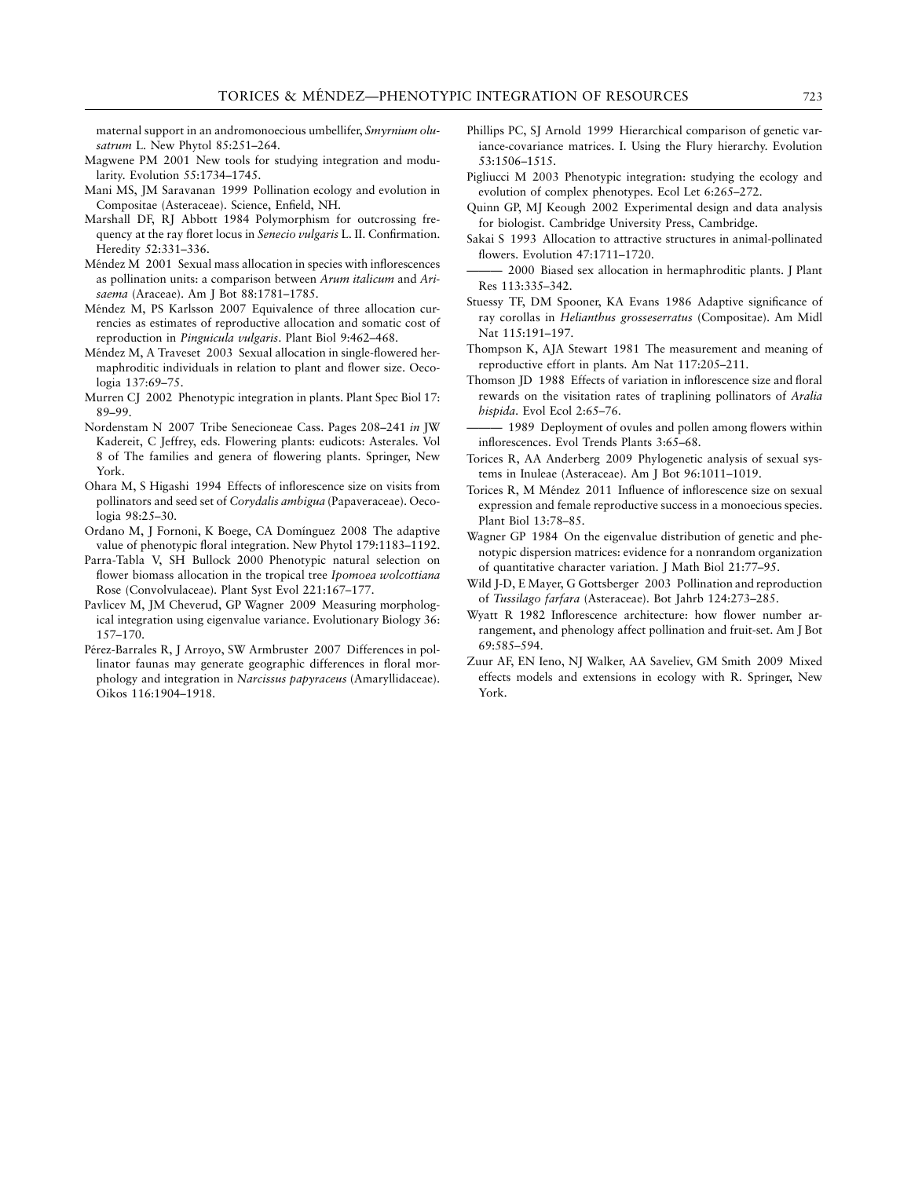maternal support in an andromonoecious umbellifer, *Smyrnium olusatrum* L. New Phytol 85:251–264.

Magwene PM 2001 New tools for studying integration and modularity. Evolution 55:1734–1745.

Mani MS, JM Saravanan 1999 Pollination ecology and evolution in Compositae (Asteraceae). Science, Enfield, NH.

Marshall DF, RJ Abbott 1984 Polymorphism for outcrossing frequency at the ray floret locus in *Senecio vulgaris* L. II. Confirmation. Heredity 52:331–336.

Méndez M 2001 Sexual mass allocation in species with inflorescences as pollination units: a comparison between *Arum italicum* and *Arisaema* (Araceae). Am J Bot 88:1781–1785.

Méndez M, PS Karlsson 2007 Equivalence of three allocation currencies as estimates of reproductive allocation and somatic cost of reproduction in *Pinguicula vulgaris*. Plant Biol 9:462–468.

Méndez M, A Traveset 2003 Sexual allocation in single-flowered hermaphroditic individuals in relation to plant and flower size. Oecologia 137:69–75.

Murren CJ 2002 Phenotypic integration in plants. Plant Spec Biol 17: 89–99.

Nordenstam N 2007 Tribe Senecioneae Cass. Pages 208–241 *in* JW Kadereit, C Jeffrey, eds. Flowering plants: eudicots: Asterales. Vol 8 of The families and genera of flowering plants. Springer, New York.

Ohara M, S Higashi 1994 Effects of inflorescence size on visits from pollinators and seed set of *Corydalis ambigua* (Papaveraceae). Oecologia 98:25–30.

Ordano M, J Fornoni, K Boege, CA Domínguez 2008 The adaptive value of phenotypic floral integration. New Phytol 179:1183–1192.

Parra-Tabla V, SH Bullock 2000 Phenotypic natural selection on flower biomass allocation in the tropical tree *Ipomoea wolcottiana* Rose (Convolvulaceae). Plant Syst Evol 221:167–177.

Pavlicev M, JM Cheverud, GP Wagner 2009 Measuring morphological integration using eigenvalue variance. Evolutionary Biology 36: 157–170.

Pérez-Barrales R, J Arroyo, SW Armbruster 2007 Differences in pollinator faunas may generate geographic differences in floral morphology and integration in *Narcissus papyraceus* (Amaryllidaceae). Oikos 116:1904–1918.

Phillips PC, SJ Arnold 1999 Hierarchical comparison of genetic variance-covariance matrices. I. Using the Flury hierarchy. Evolution 53:1506–1515.

Pigliucci M 2003 Phenotypic integration: studying the ecology and evolution of complex phenotypes. Ecol Let 6:265–272.

Quinn GP, MJ Keough 2002 Experimental design and data analysis for biologist. Cambridge University Press, Cambridge.

Sakai S 1993 Allocation to attractive structures in animal-pollinated flowers. Evolution 47:1711–1720.

——— 2000 Biased sex allocation in hermaphroditic plants. J Plant Res 113:335–342.

Stuessy TF, DM Spooner, KA Evans 1986 Adaptive significance of ray corollas in *Helianthus grosseserratus* (Compositae). Am Midl Nat 115:191–197.

Thompson K, AJA Stewart 1981 The measurement and meaning of reproductive effort in plants. Am Nat 117:205–211.

Thomson JD 1988 Effects of variation in inflorescence size and floral rewards on the visitation rates of traplining pollinators of *Aralia hispida*. Evol Ecol 2:65–76.

——— 1989 Deployment of ovules and pollen among flowers within inflorescences. Evol Trends Plants 3:65–68.

Torices R, AA Anderberg 2009 Phylogenetic analysis of sexual systems in Inuleae (Asteraceae). Am J Bot 96:1011–1019.

Torices R, M Méndez 2011 Influence of inflorescence size on sexual expression and female reproductive success in a monoecious species. Plant Biol 13:78–85.

Wagner GP 1984 On the eigenvalue distribution of genetic and phenotypic dispersion matrices: evidence for a nonrandom organization of quantitative character variation. J Math Biol 21:77–95.

Wild J-D, E Mayer, G Gottsberger 2003 Pollination and reproduction of *Tussilago farfara* (Asteraceae). Bot Jahrb 124:273–285.

Wyatt R 1982 Inflorescence architecture: how flower number arrangement, and phenology affect pollination and fruit-set. Am J Bot 69:585–594.

Zuur AF, EN Ieno, NJ Walker, AA Saveliev, GM Smith 2009 Mixed effects models and extensions in ecology with R. Springer, New York.